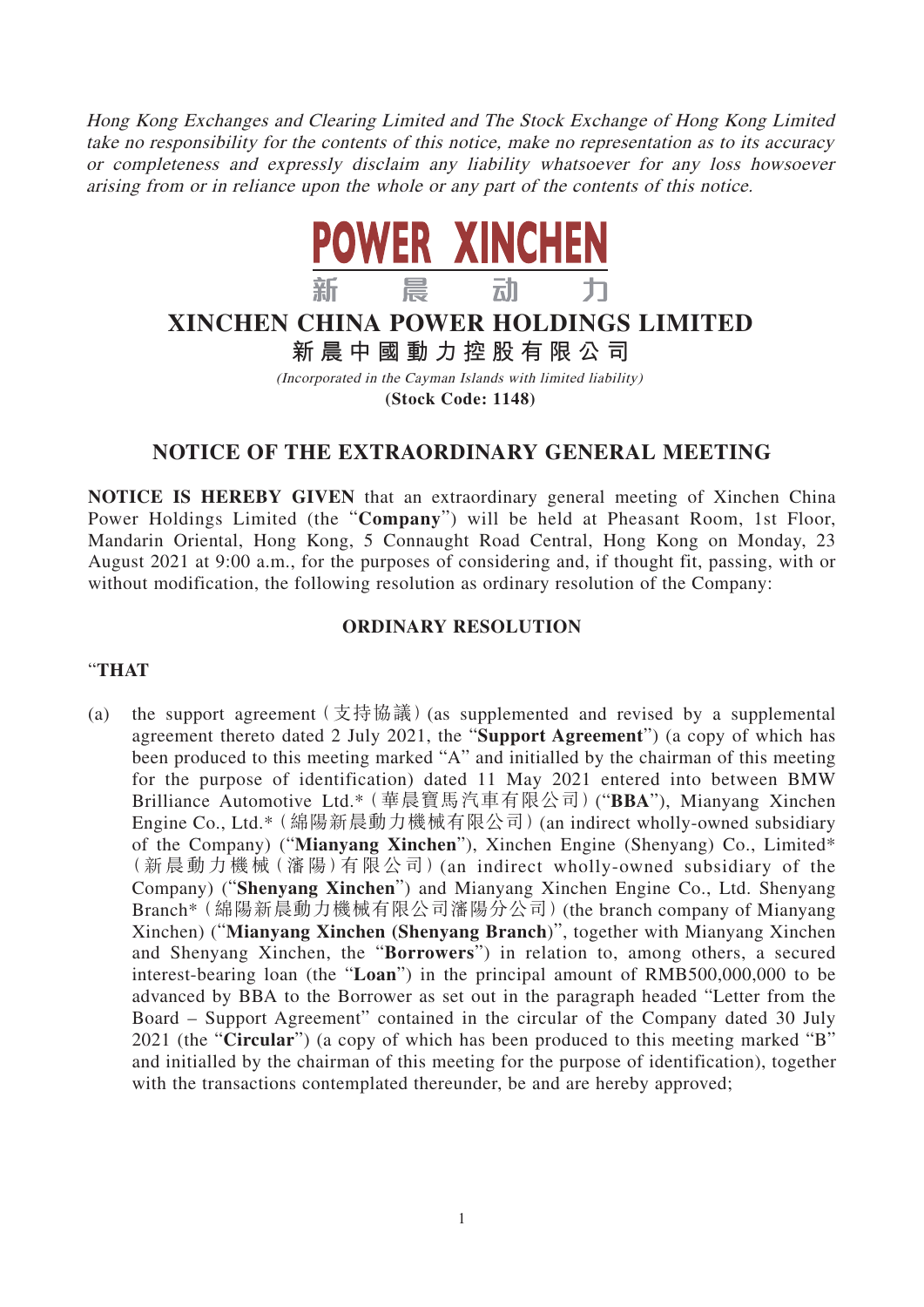*Hong Kong Exchanges and Clearing Limited and The Stock Exchange of Hong Kong Limited take no responsibility for the contents of this notice, make no representation as to its accuracy or completeness and expressly disclaim any liability whatsoever for any loss howsoever arising from or in reliance upon the whole or any part of the contents of this notice.*

POWER XINCHEN

新　晨　动　力

# XINCHEN CHINA POWER HOLDINGS LIMITED

# 新晨中國動力控股有限公司

*(Incorporated in the Cayman Islands with limited liability)*

**(Stock Code: 1148)**

## NOTICE OF THE EXTRAORDINARY GENERAL MEETING

**NOTICE IS HEREBY GIVEN** that an extraordinary general meeting of Xinchen China Power Holdings Limited (the "**Company**") will be held at Pheasant Room, 1st Floor, Mandarin Oriental, Hong Kong, 5 Connaught Road Central, Hong Kong on Monday, 23 August 2021 at 9:00 a.m., for the purposes of considering and, if thought fit, passing, with or without modification, the following resolution as ordinary resolution of the Company:

### ORDINARY RESOLUTION

"**THAT**

(a) the support agreement（支持協議）(as supplemented and revised by a supplemental agreement thereto dated 2 July 2021, the "**Support Agreement**") (a copy of which has been produced to this meeting marked "A" and initialled by the chairman of this meeting for the purpose of identification) dated 11 May 2021 entered into between BMW Brilliance Automotive Ltd.*（華晨寶馬汽車有限公司）("**BBA**"), Mianyang Xinchen Engine Co., Ltd.*（綿陽新晨動力機械有限公司）(an indirect wholly-owned subsidiary of the Company) ("**Mianyang Xinchen**"), Xinchen Engine (Shenyang) Co., Limited*（新晨動力機械（瀋陽）有限公司）(an indirect wholly-owned subsidiary of the Company) ("**Shenyang Xinchen**") and Mianyang Xinchen Engine Co., Ltd. Shenyang Branch*（綿陽新晨動力機械有限公司瀋陽分公司）(the branch company of Mianyang Xinchen) ("**Mianyang Xinchen (Shenyang Branch)**", together with Mianyang Xinchen and Shenyang Xinchen, the "**Borrowers**") in relation to, among others, a secured interest-bearing loan (the "**Loan**") in the principal amount of RMB500,000,000 to be advanced by BBA to the Borrower as set out in the paragraph headed "Letter from the Board – Support Agreement" contained in the circular of the Company dated 30 July 2021 (the "**Circular**") (a copy of which has been produced to this meeting marked "B" and initialled by the chairman of this meeting for the purpose of identification), together with the transactions contemplated thereunder, be and are hereby approved;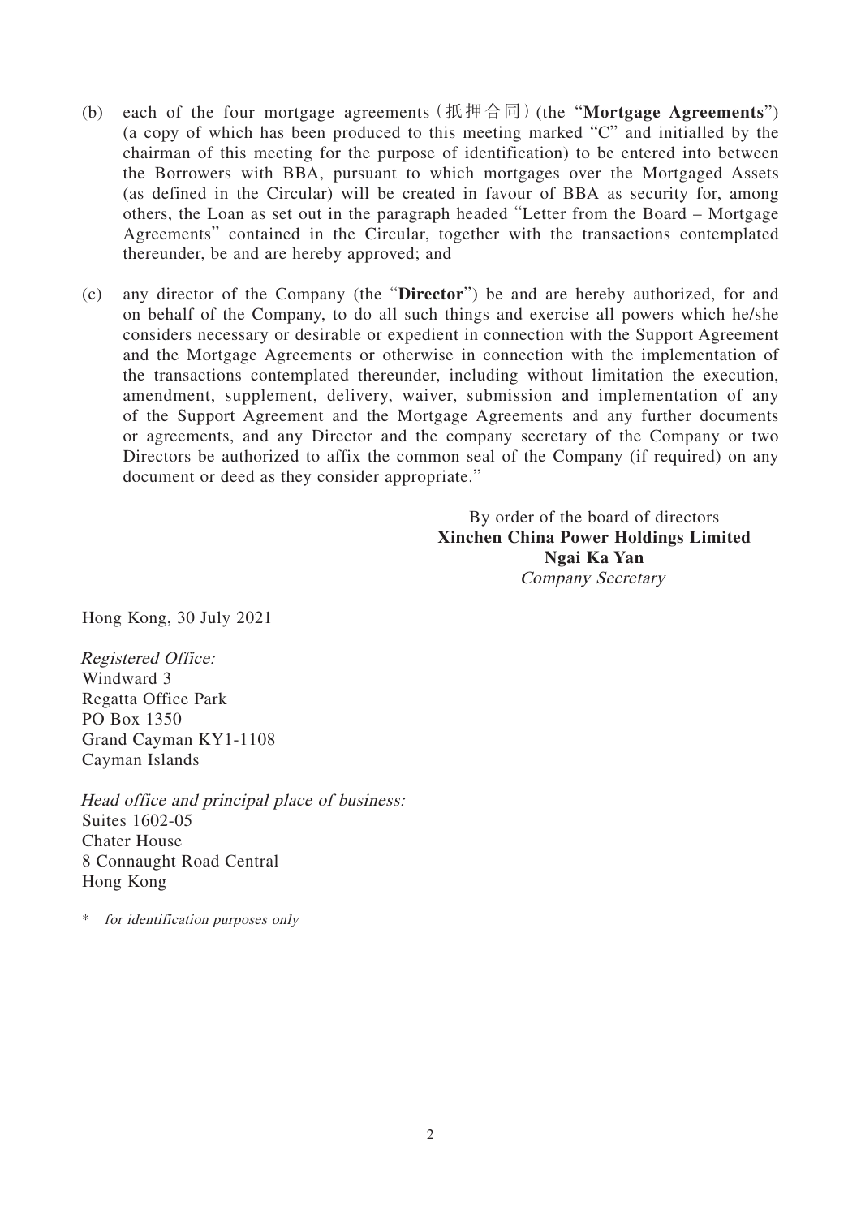(b) each of the four mortgage agreements（抵押合同）(the "**Mortgage Agreements**") (a copy of which has been produced to this meeting marked "C" and initialled by the chairman of this meeting for the purpose of identification) to be entered into between the Borrowers with BBA, pursuant to which mortgages over the Mortgaged Assets (as defined in the Circular) will be created in favour of BBA as security for, among others, the Loan as set out in the paragraph headed "Letter from the Board – Mortgage Agreements" contained in the Circular, together with the transactions contemplated thereunder, be and are hereby approved; and

(c) any director of the Company (the "**Director**") be and are hereby authorized, for and on behalf of the Company, to do all such things and exercise all powers which he/she considers necessary or desirable or expedient in connection with the Support Agreement and the Mortgage Agreements or otherwise in connection with the implementation of the transactions contemplated thereunder, including without limitation the execution, amendment, supplement, delivery, waiver, submission and implementation of any of the Support Agreement and the Mortgage Agreements and any further documents or agreements, and any Director and the company secretary of the Company or two Directors be authorized to affix the common seal of the Company (if required) on any document or deed as they consider appropriate."

By order of the board of directors
**Xinchen China Power Holdings Limited**
**Ngai Ka Yan**
*Company Secretary*

Hong Kong, 30 July 2021

*Registered Office:*
Windward 3
Regatta Office Park
PO Box 1350
Grand Cayman KY1-1108
Cayman Islands

*Head office and principal place of business:*
Suites 1602-05
Chater House
8 Connaught Road Central
Hong Kong

\* *for identification purposes only*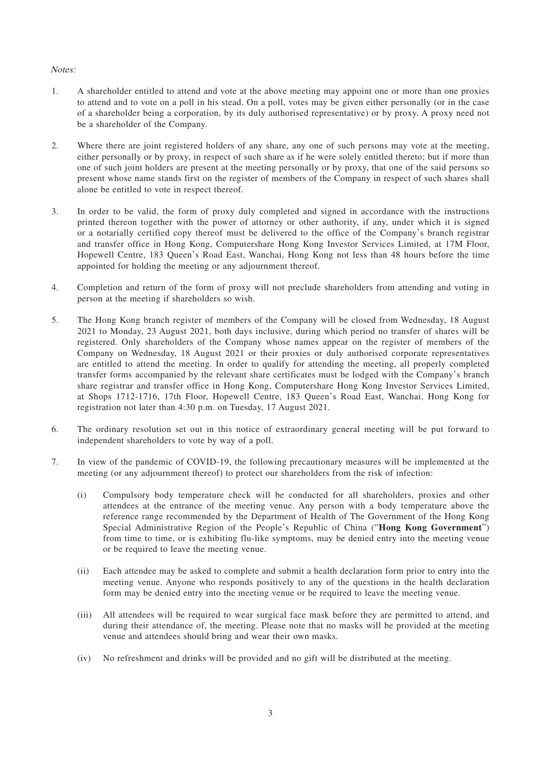*Notes:*

1. A shareholder entitled to attend and vote at the above meeting may appoint one or more than one proxies to attend and to vote on a poll in his stead. On a poll, votes may be given either personally (or in the case of a shareholder being a corporation, by its duly authorised representative) or by proxy. A proxy need not be a shareholder of the Company.

2. Where there are joint registered holders of any share, any one of such persons may vote at the meeting, either personally or by proxy, in respect of such share as if he were solely entitled thereto; but if more than one of such joint holders are present at the meeting personally or by proxy, that one of the said persons so present whose name stands first on the register of members of the Company in respect of such shares shall alone be entitled to vote in respect thereof.

3. In order to be valid, the form of proxy duly completed and signed in accordance with the instructions printed thereon together with the power of attorney or other authority, if any, under which it is signed or a notarially certified copy thereof must be delivered to the office of the Company's branch registrar and transfer office in Hong Kong, Computershare Hong Kong Investor Services Limited, at 17M Floor, Hopewell Centre, 183 Queen's Road East, Wanchai, Hong Kong not less than 48 hours before the time appointed for holding the meeting or any adjournment thereof.

4. Completion and return of the form of proxy will not preclude shareholders from attending and voting in person at the meeting if shareholders so wish.

5. The Hong Kong branch register of members of the Company will be closed from Wednesday, 18 August 2021 to Monday, 23 August 2021, both days inclusive, during which period no transfer of shares will be registered. Only shareholders of the Company whose names appear on the register of members of the Company on Wednesday, 18 August 2021 or their proxies or duly authorised corporate representatives are entitled to attend the meeting. In order to qualify for attending the meeting, all properly completed transfer forms accompanied by the relevant share certificates must be lodged with the Company's branch share registrar and transfer office in Hong Kong, Computershare Hong Kong Investor Services Limited, at Shops 1712-1716, 17th Floor, Hopewell Centre, 183 Queen's Road East, Wanchai, Hong Kong for registration not later than 4:30 p.m. on Tuesday, 17 August 2021.

6. The ordinary resolution set out in this notice of extraordinary general meeting will be put forward to independent shareholders to vote by way of a poll.

7. In view of the pandemic of COVID-19, the following precautionary measures will be implemented at the meeting (or any adjournment thereof) to protect our shareholders from the risk of infection:

   (i) Compulsory body temperature check will be conducted for all shareholders, proxies and other attendees at the entrance of the meeting venue. Any person with a body temperature above the reference range recommended by the Department of Health of The Government of the Hong Kong Special Administrative Region of the People's Republic of China ("**Hong Kong Government**") from time to time, or is exhibiting flu-like symptoms, may be denied entry into the meeting venue or be required to leave the meeting venue.

   (ii) Each attendee may be asked to complete and submit a health declaration form prior to entry into the meeting venue. Anyone who responds positively to any of the questions in the health declaration form may be denied entry into the meeting venue or be required to leave the meeting venue.

   (iii) All attendees will be required to wear surgical face mask before they are permitted to attend, and during their attendance of, the meeting. Please note that no masks will be provided at the meeting venue and attendees should bring and wear their own masks.

   (iv) No refreshment and drinks will be provided and no gift will be distributed at the meeting.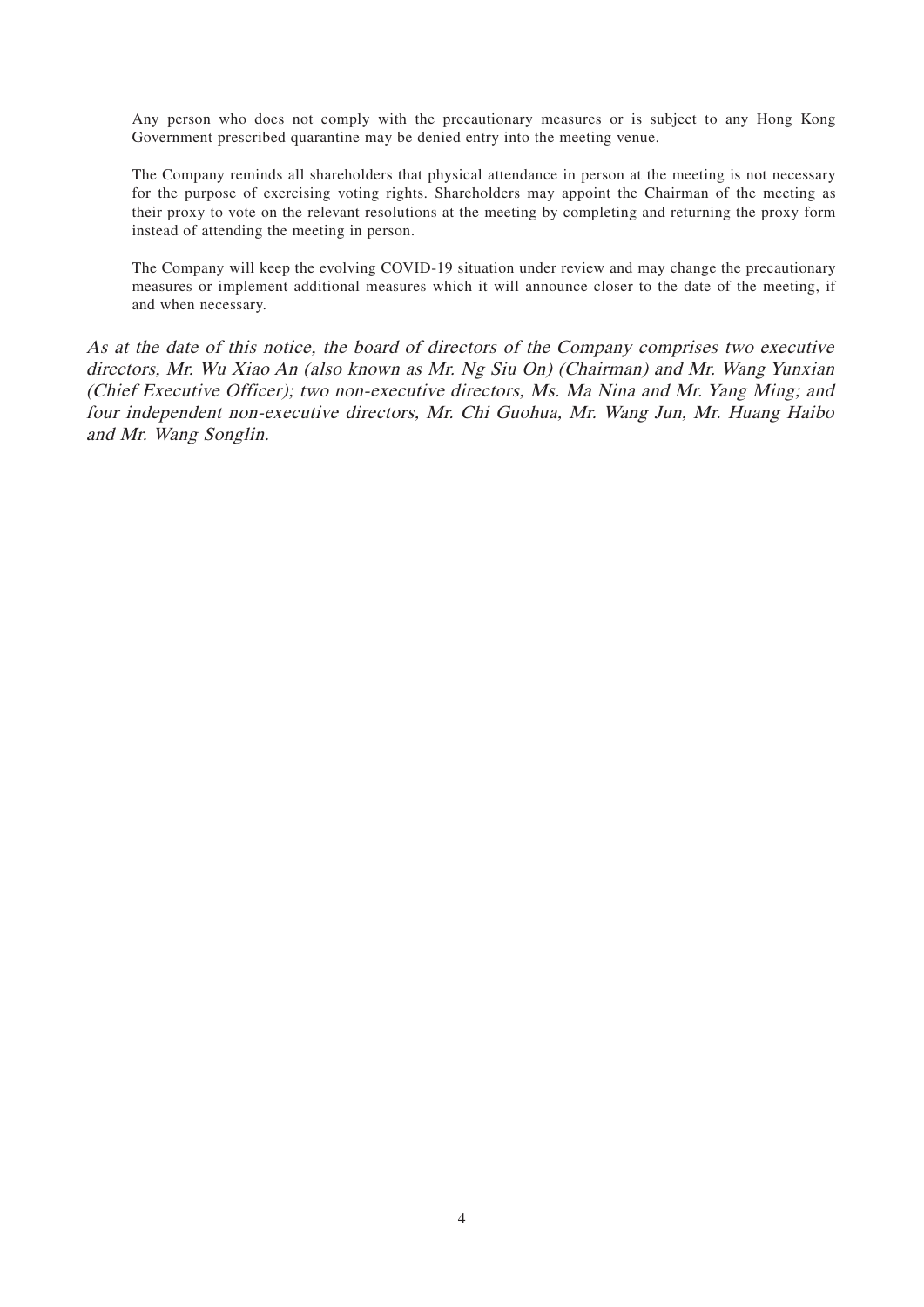Any person who does not comply with the precautionary measures or is subject to any Hong Kong Government prescribed quarantine may be denied entry into the meeting venue.

The Company reminds all shareholders that physical attendance in person at the meeting is not necessary for the purpose of exercising voting rights. Shareholders may appoint the Chairman of the meeting as their proxy to vote on the relevant resolutions at the meeting by completing and returning the proxy form instead of attending the meeting in person.

The Company will keep the evolving COVID-19 situation under review and may change the precautionary measures or implement additional measures which it will announce closer to the date of the meeting, if and when necessary.

*As at the date of this notice, the board of directors of the Company comprises two executive directors, Mr. Wu Xiao An (also known as Mr. Ng Siu On) (Chairman) and Mr. Wang Yunxian (Chief Executive Officer); two non-executive directors, Ms. Ma Nina and Mr. Yang Ming; and four independent non-executive directors, Mr. Chi Guohua, Mr. Wang Jun, Mr. Huang Haibo and Mr. Wang Songlin.*